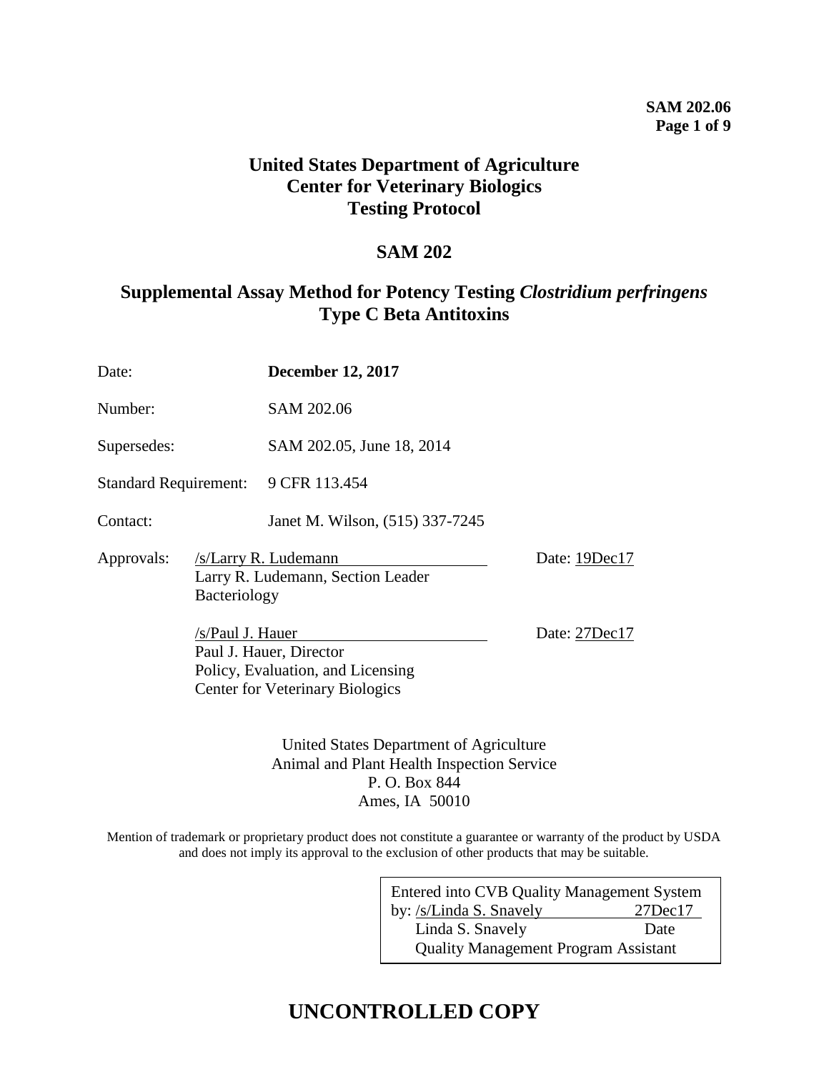# United States Department of Agriculture
# Center for Veterinary Biologics
# Testing Protocol

## SAM 202

## Supplemental Assay Method for Potency Testing *Clostridium perfringens* Type C Beta Antitoxins

Date: **December 12, 2017**

Number: SAM 202.06

Supersedes: SAM 202.05, June 18, 2014

Standard Requirement: 9 CFR 113.454

Contact: Janet M. Wilson, (515) 337-7245

Approvals: /s/Larry R. Ludemann Date: 19Dec17
Larry R. Ludemann, Section Leader
Bacteriology

/s/Paul J. Hauer Date: 27Dec17
Paul J. Hauer, Director
Policy, Evaluation, and Licensing
Center for Veterinary Biologics

United States Department of Agriculture
Animal and Plant Health Inspection Service
P. O. Box 844
Ames, IA 50010

Mention of trademark or proprietary product does not constitute a guarantee or warranty of the product by USDA and does not imply its approval to the exclusion of other products that may be suitable.

Entered into CVB Quality Management System
by: /s/Linda S. Snavely 27Dec17
Linda S. Snavely Date
Quality Management Program Assistant

**UNCONTROLLED COPY**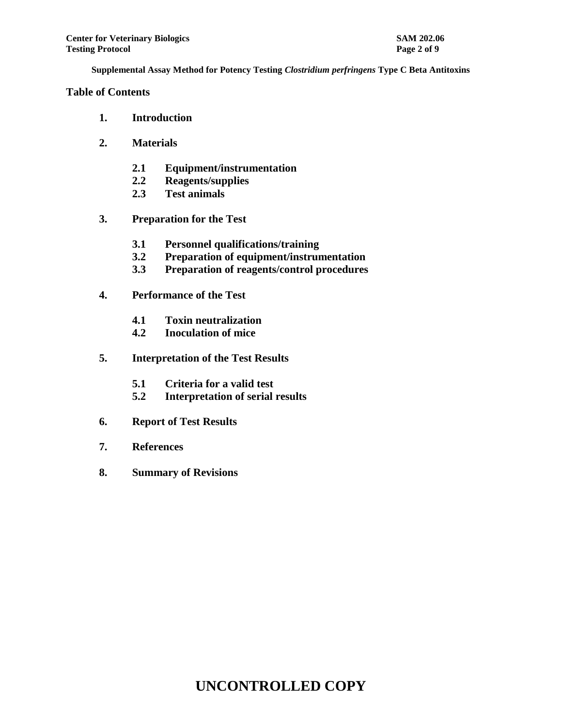**Supplemental Assay Method for Potency Testing *Clostridium perfringens* Type C Beta Antitoxins**

## Table of Contents

1. **Introduction**

2. **Materials**

    2.1 **Equipment/instrumentation**
    2.2 **Reagents/supplies**
    2.3 **Test animals**

3. **Preparation for the Test**

    3.1 **Personnel qualifications/training**
    3.2 **Preparation of equipment/instrumentation**
    3.3 **Preparation of reagents/control procedures**

4. **Performance of the Test**

    4.1 **Toxin neutralization**
    4.2 **Inoculation of mice**

5. **Interpretation of the Test Results**

    5.1 **Criteria for a valid test**
    5.2 **Interpretation of serial results**

6. **Report of Test Results**

7. **References**

8. **Summary of Revisions**

**UNCONTROLLED COPY**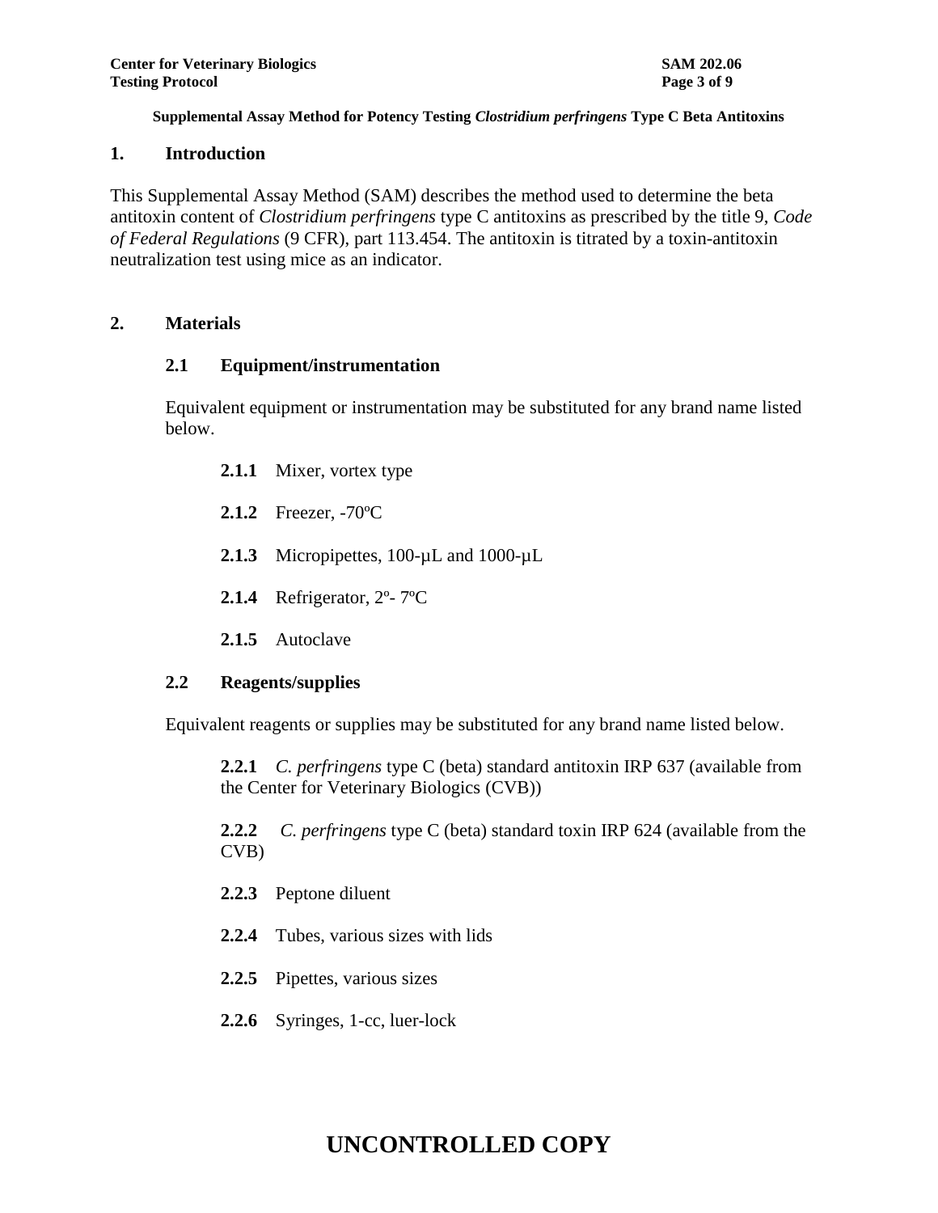**Supplemental Assay Method for Potency Testing *Clostridium perfringens* Type C Beta Antitoxins**

## 1. Introduction

This Supplemental Assay Method (SAM) describes the method used to determine the beta antitoxin content of *Clostridium perfringens* type C antitoxins as prescribed by the title 9, *Code of Federal Regulations* (9 CFR), part 113.454. The antitoxin is titrated by a toxin-antitoxin neutralization test using mice as an indicator.

## 2. Materials

### 2.1 Equipment/instrumentation

Equivalent equipment or instrumentation may be substituted for any brand name listed below.

**2.1.1** Mixer, vortex type

**2.1.2** Freezer, -70ºC

**2.1.3** Micropipettes, 100-µL and 1000-µL

**2.1.4** Refrigerator, 2º- 7ºC

**2.1.5** Autoclave

### 2.2 Reagents/supplies

Equivalent reagents or supplies may be substituted for any brand name listed below.

**2.2.1** *C. perfringens* type C (beta) standard antitoxin IRP 637 (available from the Center for Veterinary Biologics (CVB))

**2.2.2** *C. perfringens* type C (beta) standard toxin IRP 624 (available from the CVB)

**2.2.3** Peptone diluent

**2.2.4** Tubes, various sizes with lids

**2.2.5** Pipettes, various sizes

**2.2.6** Syringes, 1-cc, luer-lock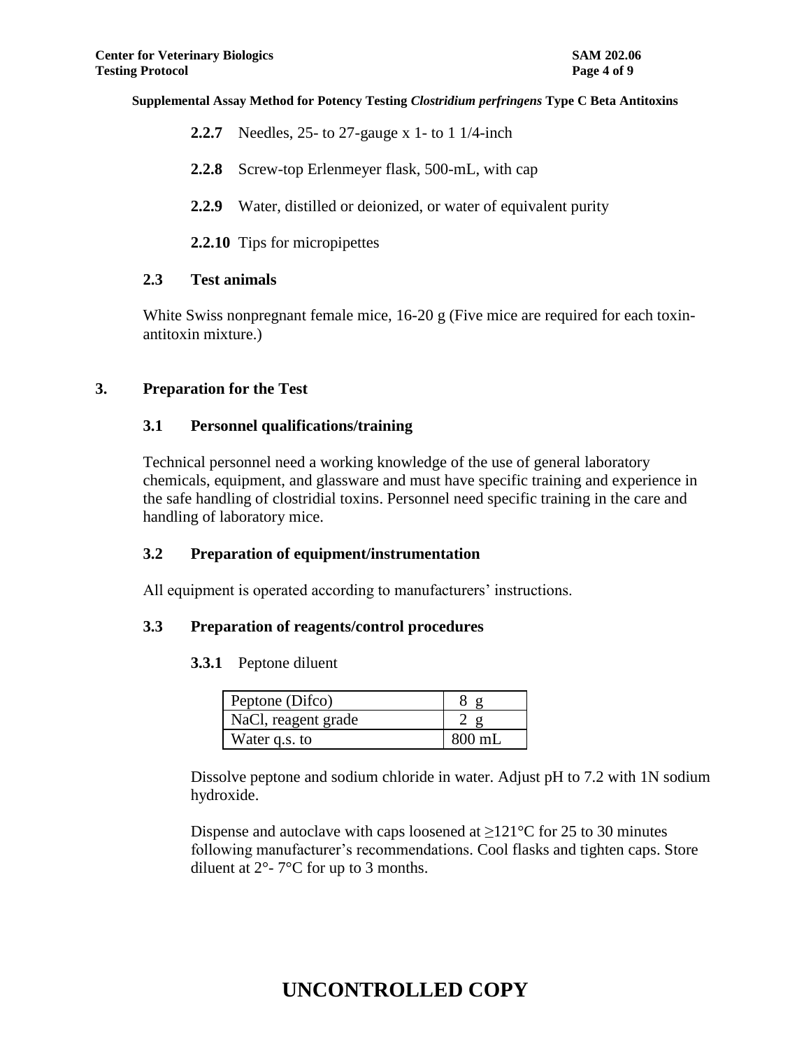**2.2.7** Needles, 25- to 27-gauge x 1- to 1 1/4-inch

**2.2.8** Screw-top Erlenmeyer flask, 500-mL, with cap

**2.2.9** Water, distilled or deionized, or water of equivalent purity

**2.2.10** Tips for micropipettes

### 2.3 Test animals

White Swiss nonpregnant female mice, 16-20 g (Five mice are required for each toxin-antitoxin mixture.)

## 3. Preparation for the Test

### 3.1 Personnel qualifications/training

Technical personnel need a working knowledge of the use of general laboratory chemicals, equipment, and glassware and must have specific training and experience in the safe handling of clostridial toxins. Personnel need specific training in the care and handling of laboratory mice.

### 3.2 Preparation of equipment/instrumentation

All equipment is operated according to manufacturers' instructions.

### 3.3 Preparation of reagents/control procedures

**3.3.1** Peptone diluent

| | |
|---|---|
| Peptone (Difco) | 8 g |
| NaCl, reagent grade | 2 g |
| Water q.s. to | 800 mL |

Dissolve peptone and sodium chloride in water. Adjust pH to 7.2 with 1N sodium hydroxide.

Dispense and autoclave with caps loosened at ≥121°C for 25 to 30 minutes following manufacturer's recommendations. Cool flasks and tighten caps. Store diluent at 2°- 7°C for up to 3 months.

UNCONTROLLED COPY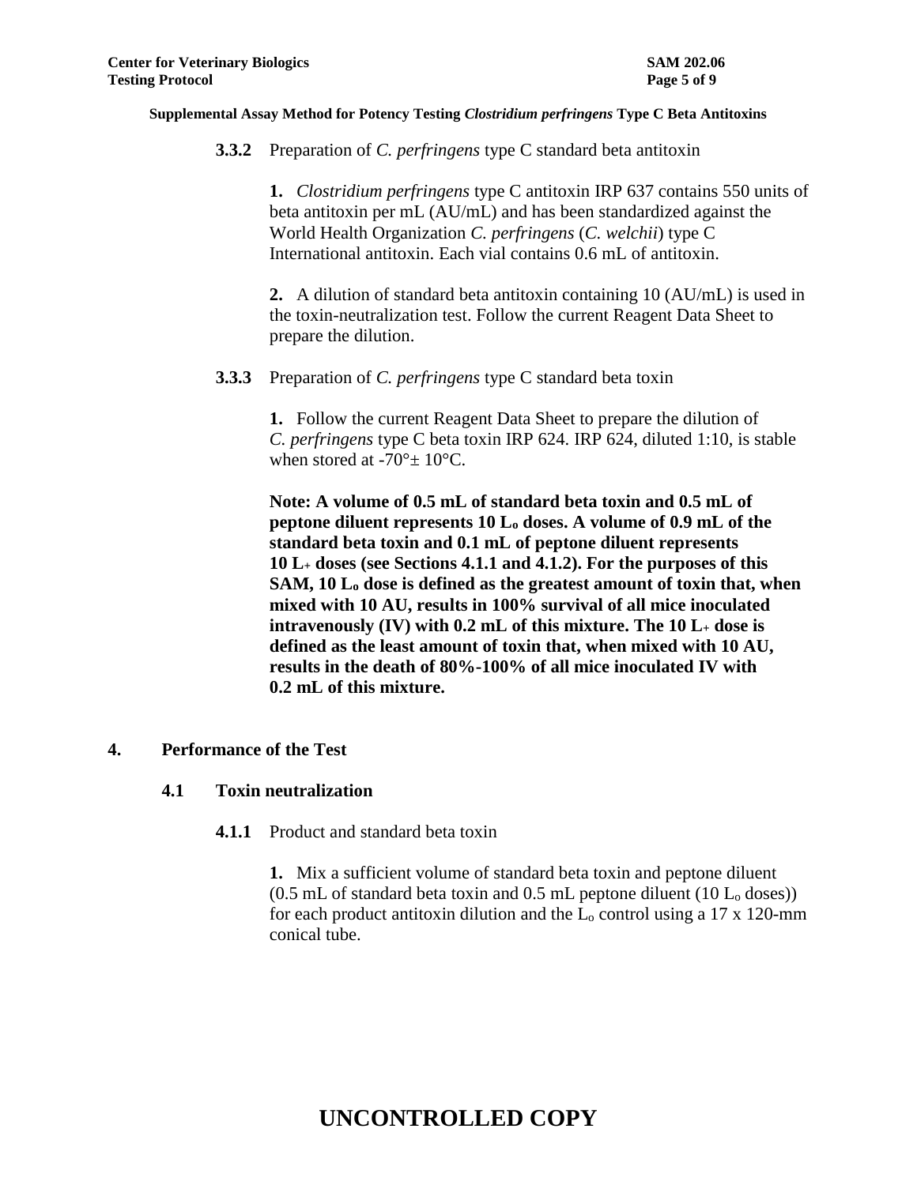**3.3.2** Preparation of *C. perfringens* type C standard beta antitoxin

**1.** *Clostridium perfringens* type C antitoxin IRP 637 contains 550 units of beta antitoxin per mL (AU/mL) and has been standardized against the World Health Organization *C. perfringens* (*C. welchii*) type C International antitoxin. Each vial contains 0.6 mL of antitoxin.

**2.** A dilution of standard beta antitoxin containing 10 (AU/mL) is used in the toxin-neutralization test. Follow the current Reagent Data Sheet to prepare the dilution.

**3.3.3** Preparation of *C. perfringens* type C standard beta toxin

**1.** Follow the current Reagent Data Sheet to prepare the dilution of *C. perfringens* type C beta toxin IRP 624. IRP 624, diluted 1:10, is stable when stored at -70°± 10°C.

**Note: A volume of 0.5 mL of standard beta toxin and 0.5 mL of peptone diluent represents 10 $L_o$ doses. A volume of 0.9 mL of the standard beta toxin and 0.1 mL of peptone diluent represents 10 $L_+$ doses (see Sections 4.1.1 and 4.1.2). For the purposes of this SAM, 10 $L_o$ dose is defined as the greatest amount of toxin that, when mixed with 10 AU, results in 100% survival of all mice inoculated intravenously (IV) with 0.2 mL of this mixture. The 10 $L_+$ dose is defined as the least amount of toxin that, when mixed with 10 AU, results in the death of 80%-100% of all mice inoculated IV with 0.2 mL of this mixture.**

## 4. Performance of the Test

### 4.1 Toxin neutralization

**4.1.1** Product and standard beta toxin

**1.** Mix a sufficient volume of standard beta toxin and peptone diluent (0.5 mL of standard beta toxin and 0.5 mL peptone diluent (10 $L_o$ doses)) for each product antitoxin dilution and the $L_o$ control using a 17 x 120-mm conical tube.

**UNCONTROLLED COPY**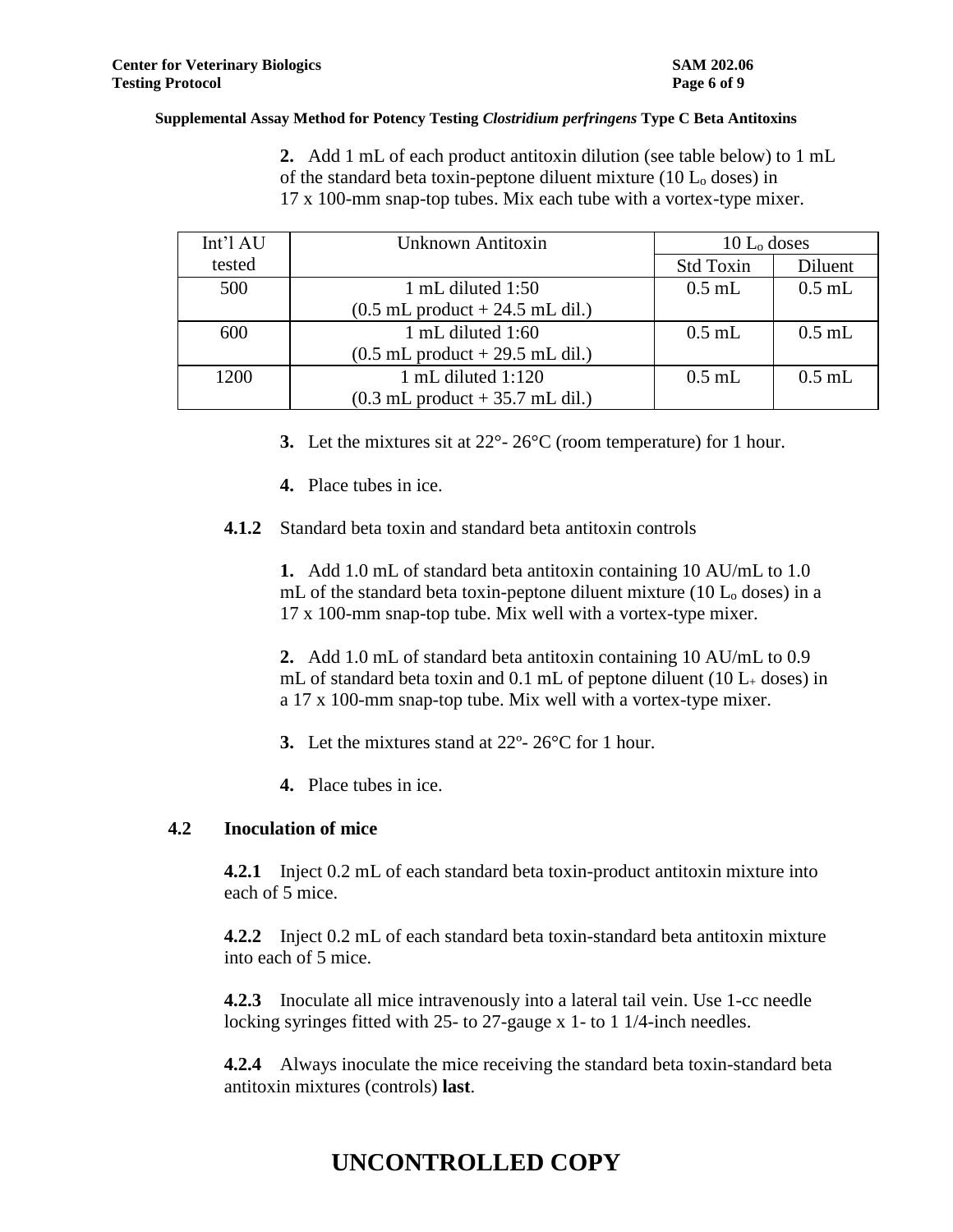**2.** Add 1 mL of each product antitoxin dilution (see table below) to 1 mL of the standard beta toxin-peptone diluent mixture (10 $L_o$ doses) in 17 x 100-mm snap-top tubes. Mix each tube with a vortex-type mixer.

| Int'l AU tested | Unknown Antitoxin | 10 $L_o$ doses | |
|---|---|---|---|
| | | Std Toxin | Diluent |
| 500 | 1 mL diluted 1:50 (0.5 mL product + 24.5 mL dil.) | 0.5 mL | 0.5 mL |
| 600 | 1 mL diluted 1:60 (0.5 mL product + 29.5 mL dil.) | 0.5 mL | 0.5 mL |
| 1200 | 1 mL diluted 1:120 (0.3 mL product + 35.7 mL dil.) | 0.5 mL | 0.5 mL |

**3.** Let the mixtures sit at 22°- 26°C (room temperature) for 1 hour.

**4.** Place tubes in ice.

**4.1.2** Standard beta toxin and standard beta antitoxin controls

**1.** Add 1.0 mL of standard beta antitoxin containing 10 AU/mL to 1.0 mL of the standard beta toxin-peptone diluent mixture (10 $L_o$ doses) in a 17 x 100-mm snap-top tube. Mix well with a vortex-type mixer.

**2.** Add 1.0 mL of standard beta antitoxin containing 10 AU/mL to 0.9 mL of standard beta toxin and 0.1 mL of peptone diluent (10 $L_+$ doses) in a 17 x 100-mm snap-top tube. Mix well with a vortex-type mixer.

**3.** Let the mixtures stand at 22º- 26°C for 1 hour.

**4.** Place tubes in ice.

### 4.2 Inoculation of mice

**4.2.1** Inject 0.2 mL of each standard beta toxin-product antitoxin mixture into each of 5 mice.

**4.2.2** Inject 0.2 mL of each standard beta toxin-standard beta antitoxin mixture into each of 5 mice.

**4.2.3** Inoculate all mice intravenously into a lateral tail vein. Use 1-cc needle locking syringes fitted with 25- to 27-gauge x 1- to 1 1/4-inch needles.

**4.2.4** Always inoculate the mice receiving the standard beta toxin-standard beta antitoxin mixtures (controls) **last**.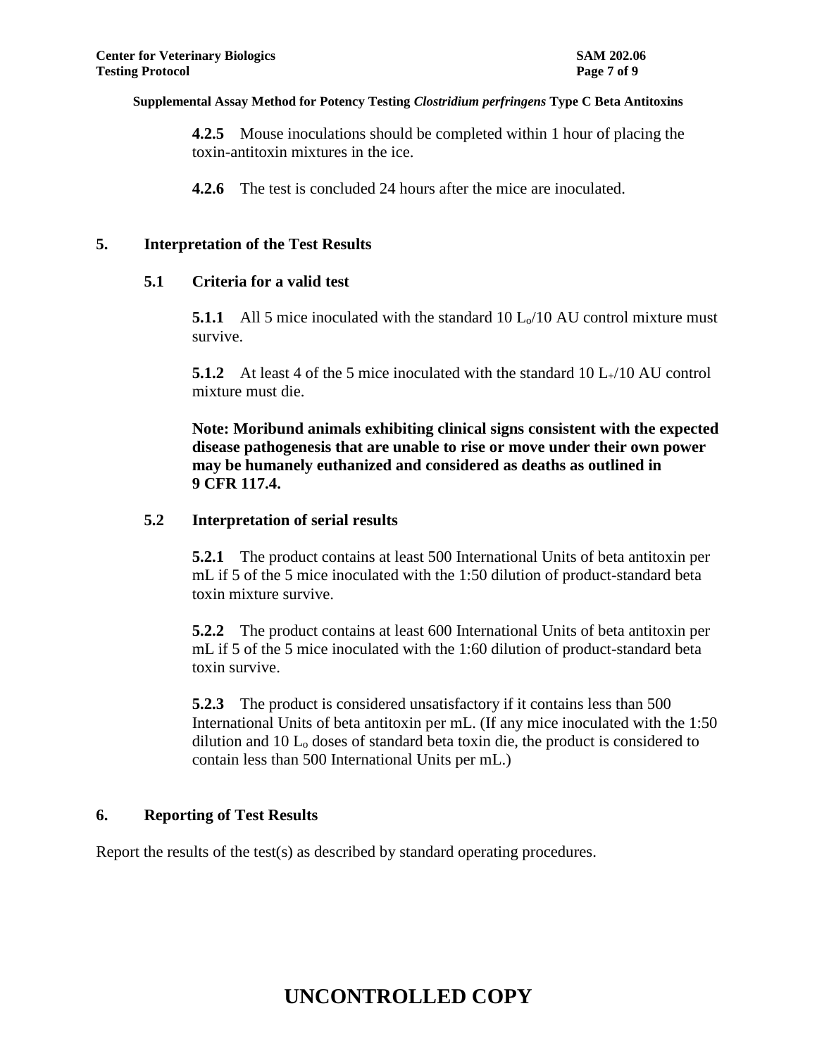**4.2.5** Mouse inoculations should be completed within 1 hour of placing the toxin-antitoxin mixtures in the ice.

**4.2.6** The test is concluded 24 hours after the mice are inoculated.

## 5. Interpretation of the Test Results

### 5.1 Criteria for a valid test

**5.1.1** All 5 mice inoculated with the standard 10 $L_o$/10 AU control mixture must survive.

**5.1.2** At least 4 of the 5 mice inoculated with the standard 10 $L_+$/10 AU control mixture must die.

**Note: Moribund animals exhibiting clinical signs consistent with the expected disease pathogenesis that are unable to rise or move under their own power may be humanely euthanized and considered as deaths as outlined in 9 CFR 117.4.**

### 5.2 Interpretation of serial results

**5.2.1** The product contains at least 500 International Units of beta antitoxin per mL if 5 of the 5 mice inoculated with the 1:50 dilution of product-standard beta toxin mixture survive.

**5.2.2** The product contains at least 600 International Units of beta antitoxin per mL if 5 of the 5 mice inoculated with the 1:60 dilution of product-standard beta toxin survive.

**5.2.3** The product is considered unsatisfactory if it contains less than 500 International Units of beta antitoxin per mL. (If any mice inoculated with the 1:50 dilution and 10 $L_o$ doses of standard beta toxin die, the product is considered to contain less than 500 International Units per mL.)

## 6. Reporting of Test Results

Report the results of the test(s) as described by standard operating procedures.

**UNCONTROLLED COPY**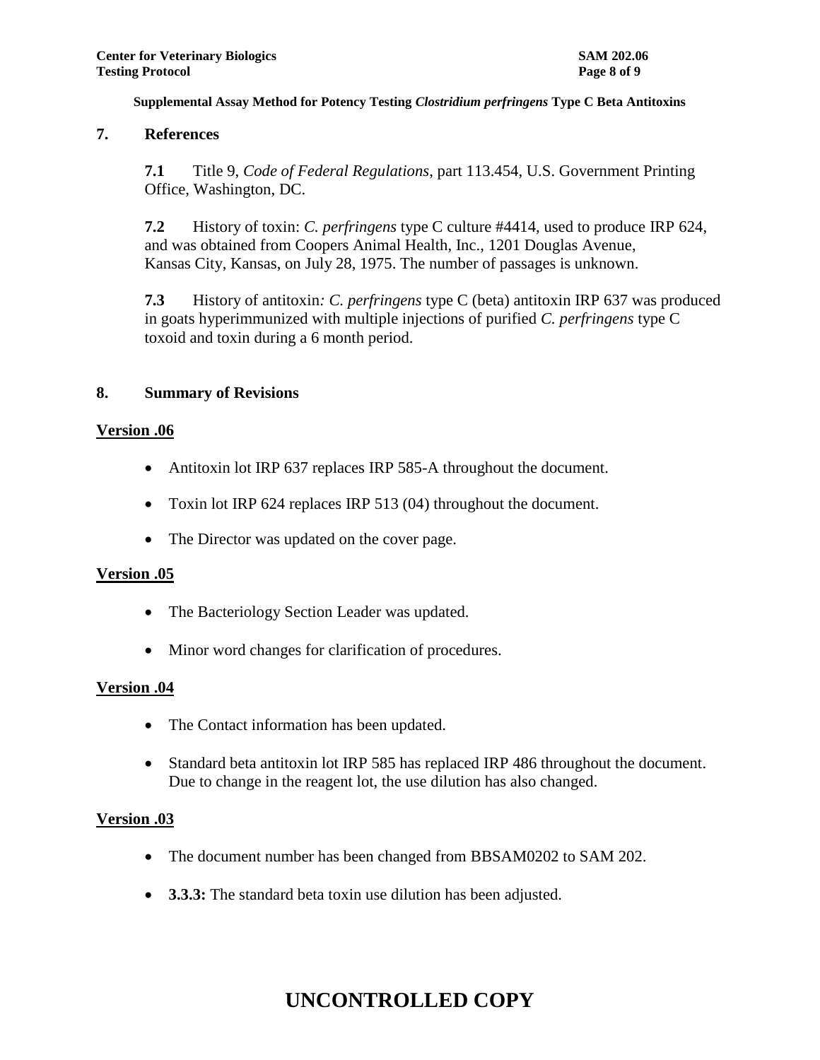## 7. References

**7.1** Title 9, *Code of Federal Regulations*, part 113.454, U.S. Government Printing Office, Washington, DC.

**7.2** History of toxin: *C. perfringens* type C culture #4414, used to produce IRP 624, and was obtained from Coopers Animal Health, Inc., 1201 Douglas Avenue, Kansas City, Kansas, on July 28, 1975. The number of passages is unknown.

**7.3** History of antitoxin*: C. perfringens* type C (beta) antitoxin IRP 637 was produced in goats hyperimmunized with multiple injections of purified *C. perfringens* type C toxoid and toxin during a 6 month period.

## 8. Summary of Revisions

**Version .06**

- Antitoxin lot IRP 637 replaces IRP 585-A throughout the document.
- Toxin lot IRP 624 replaces IRP 513 (04) throughout the document.
- The Director was updated on the cover page.

**Version .05**

- The Bacteriology Section Leader was updated.
- Minor word changes for clarification of procedures.

**Version .04**

- The Contact information has been updated.
- Standard beta antitoxin lot IRP 585 has replaced IRP 486 throughout the document. Due to change in the reagent lot, the use dilution has also changed.

**Version .03**

- The document number has been changed from BBSAM0202 to SAM 202.
- **3.3.3:** The standard beta toxin use dilution has been adjusted.

**UNCONTROLLED COPY**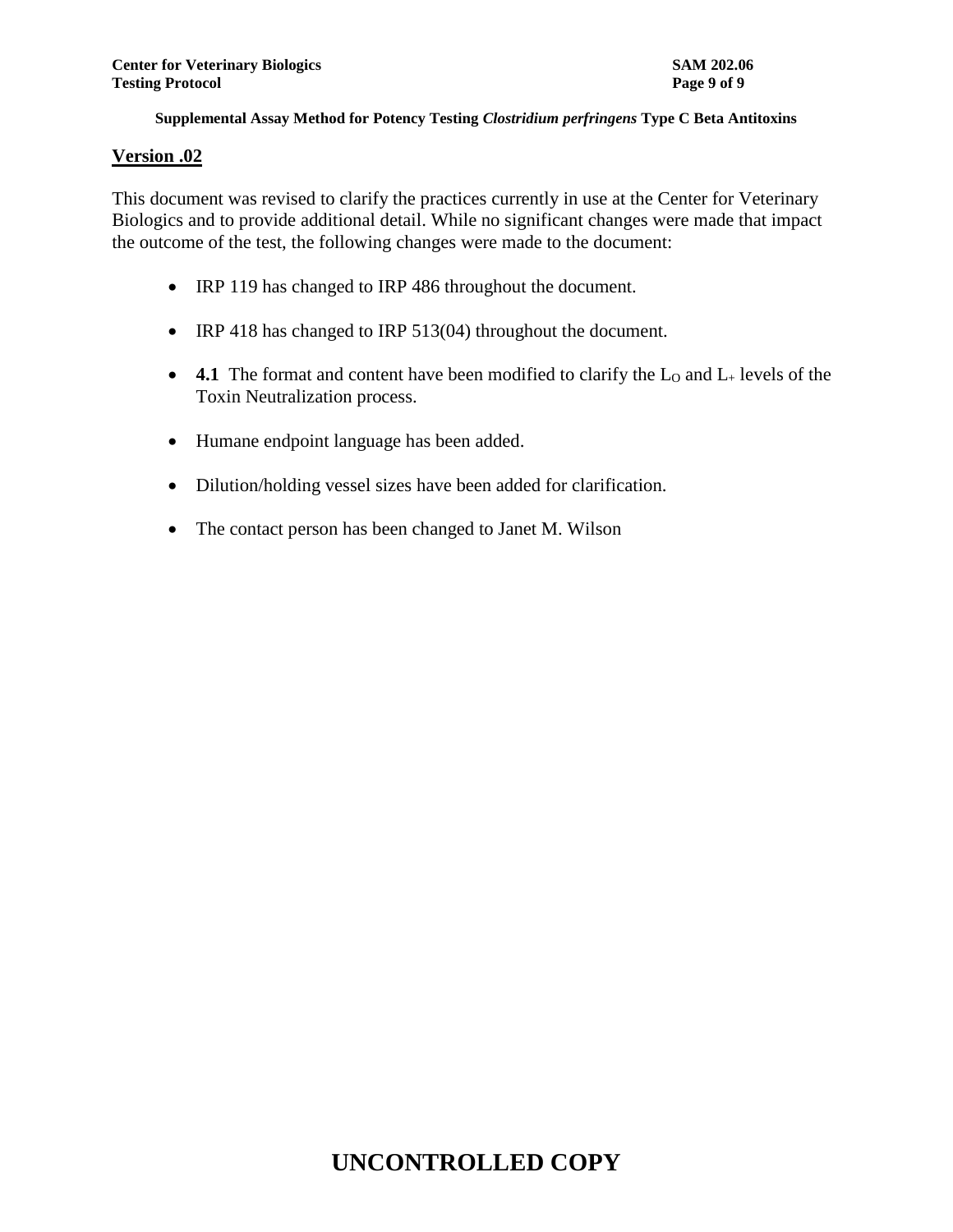**Supplemental Assay Method for Potency Testing *Clostridium perfringens* Type C Beta Antitoxins**

## Version .02

This document was revised to clarify the practices currently in use at the Center for Veterinary Biologics and to provide additional detail. While no significant changes were made that impact the outcome of the test, the following changes were made to the document:

- IRP 119 has changed to IRP 486 throughout the document.
- IRP 418 has changed to IRP 513(04) throughout the document.
- **4.1** The format and content have been modified to clarify the $L_O$ and $L_+$ levels of the Toxin Neutralization process.
- Humane endpoint language has been added.
- Dilution/holding vessel sizes have been added for clarification.
- The contact person has been changed to Janet M. Wilson

**UNCONTROLLED COPY**